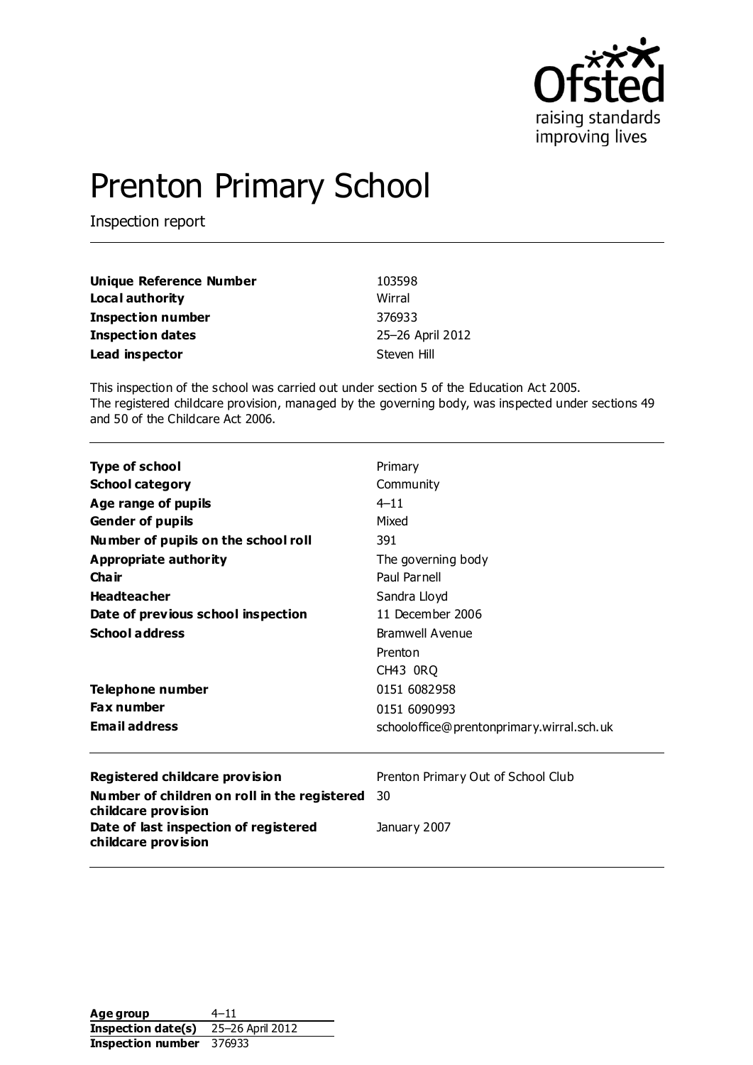# Prenton Primary School

Inspection report

| | |
|---|---|
| **Unique Reference Number** | 103598 |
| **Local authority** | Wirral |
| **Inspection number** | 376933 |
| **Inspection dates** | 25–26 April 2012 |
| **Lead inspector** | Steven Hill |

This inspection of the school was carried out under section 5 of the Education Act 2005. The registered childcare provision, managed by the governing body, was inspected under sections 49 and 50 of the Childcare Act 2006.

| | |
|---|---|
| **Type of school** | Primary |
| **School category** | Community |
| **Age range of pupils** | 4–11 |
| **Gender of pupils** | Mixed |
| **Number of pupils on the school roll** | 391 |
| **Appropriate authority** | The governing body |
| **Chair** | Paul Parnell |
| **Headteacher** | Sandra Lloyd |
| **Date of previous school inspection** | 11 December 2006 |
| **School address** | Bramwell Avenue<br>Prenton<br>CH43 0RQ |
| **Telephone number** | 0151 6082958 |
| **Fax number** | 0151 6090993 |
| **Email address** | schooloffice@prentonprimary.wirral.sch.uk |

| | |
|---|---|
| **Registered childcare provision** | Prenton Primary Out of School Club |
| **Number of children on roll in the registered childcare provision** | 30 |
| **Date of last inspection of registered childcare provision** | January 2007 |

| | |
|---|---|
| **Age group** | 4–11 |
| **Inspection date(s)** | 25–26 April 2012 |
| **Inspection number** | 376933 |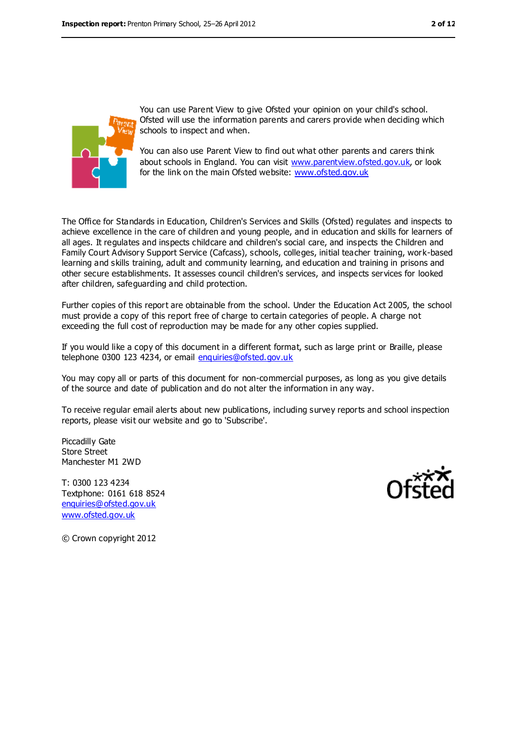You can use Parent View to give Ofsted your opinion on your child's school. Ofsted will use the information parents and carers provide when deciding which schools to inspect and when.

You can also use Parent View to find out what other parents and carers think about schools in England. You can visit www.parentview.ofsted.gov.uk, or look for the link on the main Ofsted website: www.ofsted.gov.uk

The Office for Standards in Education, Children's Services and Skills (Ofsted) regulates and inspects to achieve excellence in the care of children and young people, and in education and skills for learners of all ages. It regulates and inspects childcare and children's social care, and inspects the Children and Family Court Advisory Support Service (Cafcass), schools, colleges, initial teacher training, work-based learning and skills training, adult and community learning, and education and training in prisons and other secure establishments. It assesses council children's services, and inspects services for looked after children, safeguarding and child protection.

Further copies of this report are obtainable from the school. Under the Education Act 2005, the school must provide a copy of this report free of charge to certain categories of people. A charge not exceeding the full cost of reproduction may be made for any other copies supplied.

If you would like a copy of this document in a different format, such as large print or Braille, please telephone 0300 123 4234, or email enquiries@ofsted.gov.uk

You may copy all or parts of this document for non-commercial purposes, as long as you give details of the source and date of publication and do not alter the information in any way.

To receive regular email alerts about new publications, including survey reports and school inspection reports, please visit our website and go to 'Subscribe'.

Piccadilly Gate
Store Street
Manchester M1 2WD

T: 0300 123 4234
Textphone: 0161 618 8524
enquiries@ofsted.gov.uk
www.ofsted.gov.uk

© Crown copyright 2012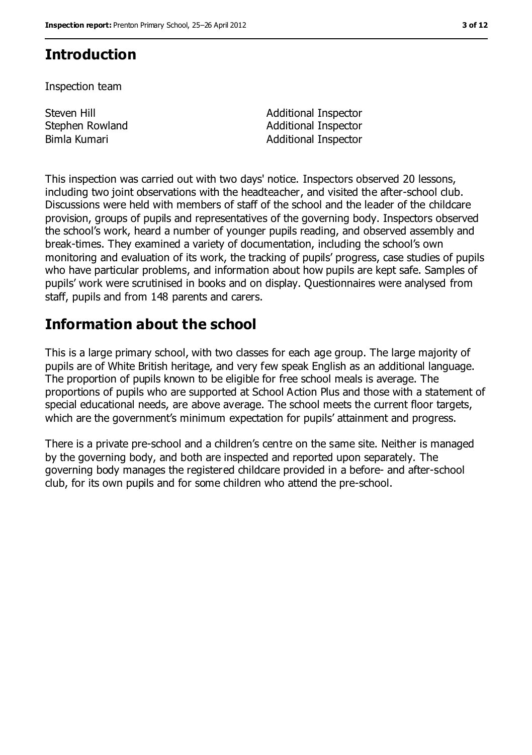## Introduction

Inspection team

| | |
|---|---|
| Steven Hill | Additional Inspector |
| Stephen Rowland | Additional Inspector |
| Bimla Kumari | Additional Inspector |

This inspection was carried out with two days' notice. Inspectors observed 20 lessons, including two joint observations with the headteacher, and visited the after-school club. Discussions were held with members of staff of the school and the leader of the childcare provision, groups of pupils and representatives of the governing body. Inspectors observed the school's work, heard a number of younger pupils reading, and observed assembly and break-times. They examined a variety of documentation, including the school's own monitoring and evaluation of its work, the tracking of pupils' progress, case studies of pupils who have particular problems, and information about how pupils are kept safe. Samples of pupils' work were scrutinised in books and on display. Questionnaires were analysed from staff, pupils and from 148 parents and carers.

## Information about the school

This is a large primary school, with two classes for each age group. The large majority of pupils are of White British heritage, and very few speak English as an additional language. The proportion of pupils known to be eligible for free school meals is average. The proportions of pupils who are supported at School Action Plus and those with a statement of special educational needs, are above average. The school meets the current floor targets, which are the government's minimum expectation for pupils' attainment and progress.

There is a private pre-school and a children's centre on the same site. Neither is managed by the governing body, and both are inspected and reported upon separately. The governing body manages the registered childcare provided in a before- and after-school club, for its own pupils and for some children who attend the pre-school.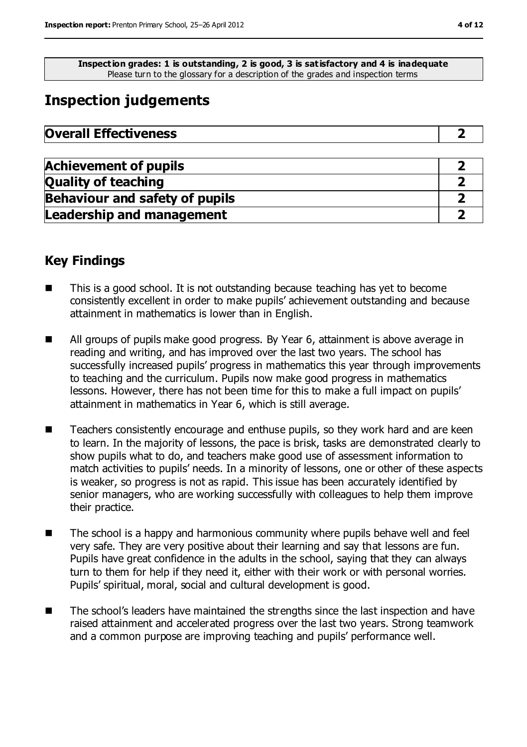**Inspection grades: 1 is outstanding, 2 is good, 3 is satisfactory and 4 is inadequate**
Please turn to the glossary for a description of the grades and inspection terms

# Inspection judgements

| **Overall Effectiveness** | **2** |
|---|---|

| | |
|---|---|
| **Achievement of pupils** | **2** |
| **Quality of teaching** | **2** |
| **Behaviour and safety of pupils** | **2** |
| **Leadership and management** | **2** |

## Key Findings

- This is a good school. It is not outstanding because teaching has yet to become consistently excellent in order to make pupils' achievement outstanding and because attainment in mathematics is lower than in English.
- All groups of pupils make good progress. By Year 6, attainment is above average in reading and writing, and has improved over the last two years. The school has successfully increased pupils' progress in mathematics this year through improvements to teaching and the curriculum. Pupils now make good progress in mathematics lessons. However, there has not been time for this to make a full impact on pupils' attainment in mathematics in Year 6, which is still average.
- Teachers consistently encourage and enthuse pupils, so they work hard and are keen to learn. In the majority of lessons, the pace is brisk, tasks are demonstrated clearly to show pupils what to do, and teachers make good use of assessment information to match activities to pupils' needs. In a minority of lessons, one or other of these aspects is weaker, so progress is not as rapid. This issue has been accurately identified by senior managers, who are working successfully with colleagues to help them improve their practice.
- The school is a happy and harmonious community where pupils behave well and feel very safe. They are very positive about their learning and say that lessons are fun. Pupils have great confidence in the adults in the school, saying that they can always turn to them for help if they need it, either with their work or with personal worries. Pupils' spiritual, moral, social and cultural development is good.
- The school's leaders have maintained the strengths since the last inspection and have raised attainment and accelerated progress over the last two years. Strong teamwork and a common purpose are improving teaching and pupils' performance well.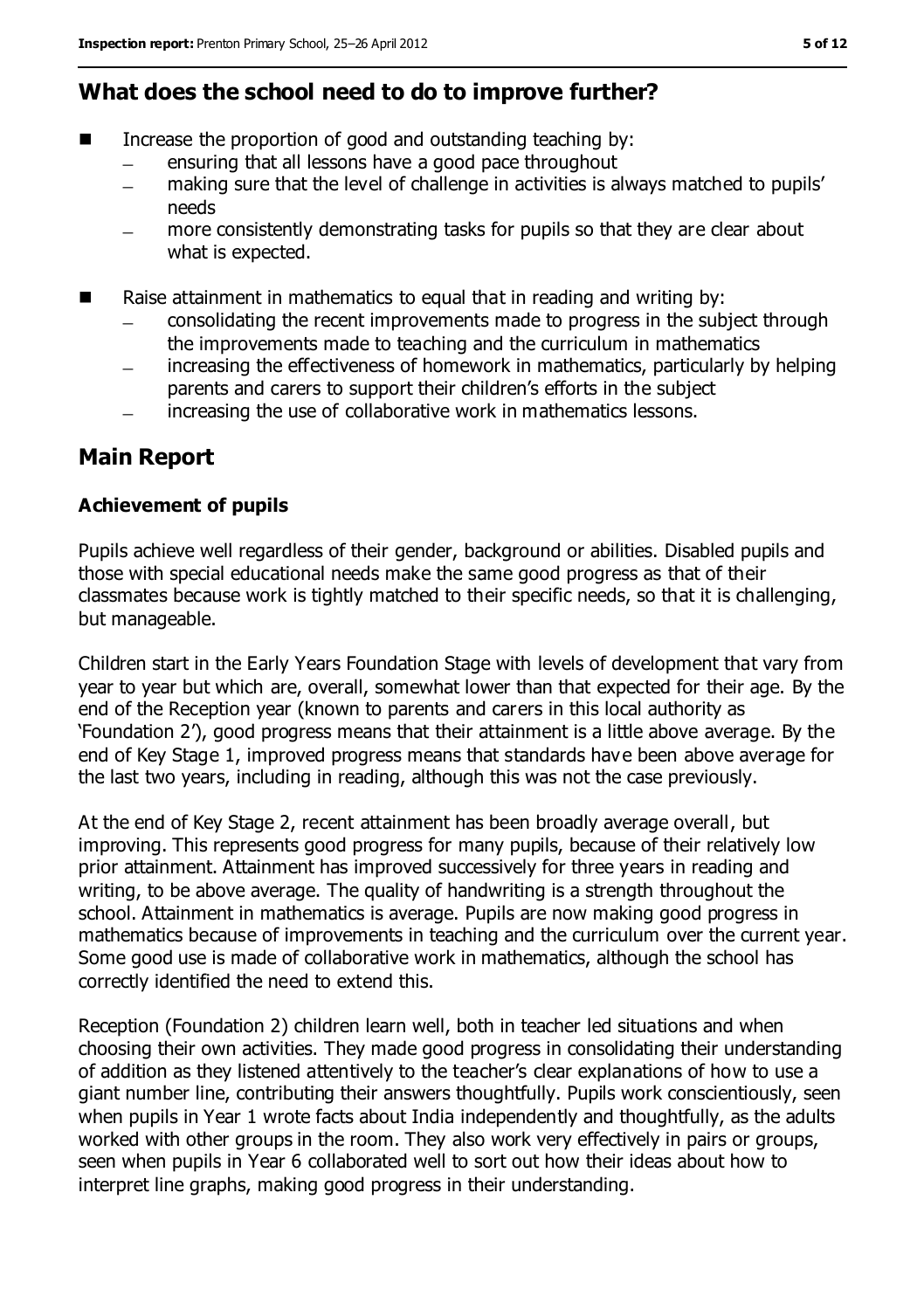## What does the school need to do to improve further?

- Increase the proportion of good and outstanding teaching by:
  - ensuring that all lessons have a good pace throughout
  - making sure that the level of challenge in activities is always matched to pupils' needs
  - more consistently demonstrating tasks for pupils so that they are clear about what is expected.
- Raise attainment in mathematics to equal that in reading and writing by:
  - consolidating the recent improvements made to progress in the subject through the improvements made to teaching and the curriculum in mathematics
  - increasing the effectiveness of homework in mathematics, particularly by helping parents and carers to support their children's efforts in the subject
  - increasing the use of collaborative work in mathematics lessons.

## Main Report

### Achievement of pupils

Pupils achieve well regardless of their gender, background or abilities. Disabled pupils and those with special educational needs make the same good progress as that of their classmates because work is tightly matched to their specific needs, so that it is challenging, but manageable.

Children start in the Early Years Foundation Stage with levels of development that vary from year to year but which are, overall, somewhat lower than that expected for their age. By the end of the Reception year (known to parents and carers in this local authority as 'Foundation 2'), good progress means that their attainment is a little above average. By the end of Key Stage 1, improved progress means that standards have been above average for the last two years, including in reading, although this was not the case previously.

At the end of Key Stage 2, recent attainment has been broadly average overall, but improving. This represents good progress for many pupils, because of their relatively low prior attainment. Attainment has improved successively for three years in reading and writing, to be above average. The quality of handwriting is a strength throughout the school. Attainment in mathematics is average. Pupils are now making good progress in mathematics because of improvements in teaching and the curriculum over the current year. Some good use is made of collaborative work in mathematics, although the school has correctly identified the need to extend this.

Reception (Foundation 2) children learn well, both in teacher led situations and when choosing their own activities. They made good progress in consolidating their understanding of addition as they listened attentively to the teacher's clear explanations of how to use a giant number line, contributing their answers thoughtfully. Pupils work conscientiously, seen when pupils in Year 1 wrote facts about India independently and thoughtfully, as the adults worked with other groups in the room. They also work very effectively in pairs or groups, seen when pupils in Year 6 collaborated well to sort out how their ideas about how to interpret line graphs, making good progress in their understanding.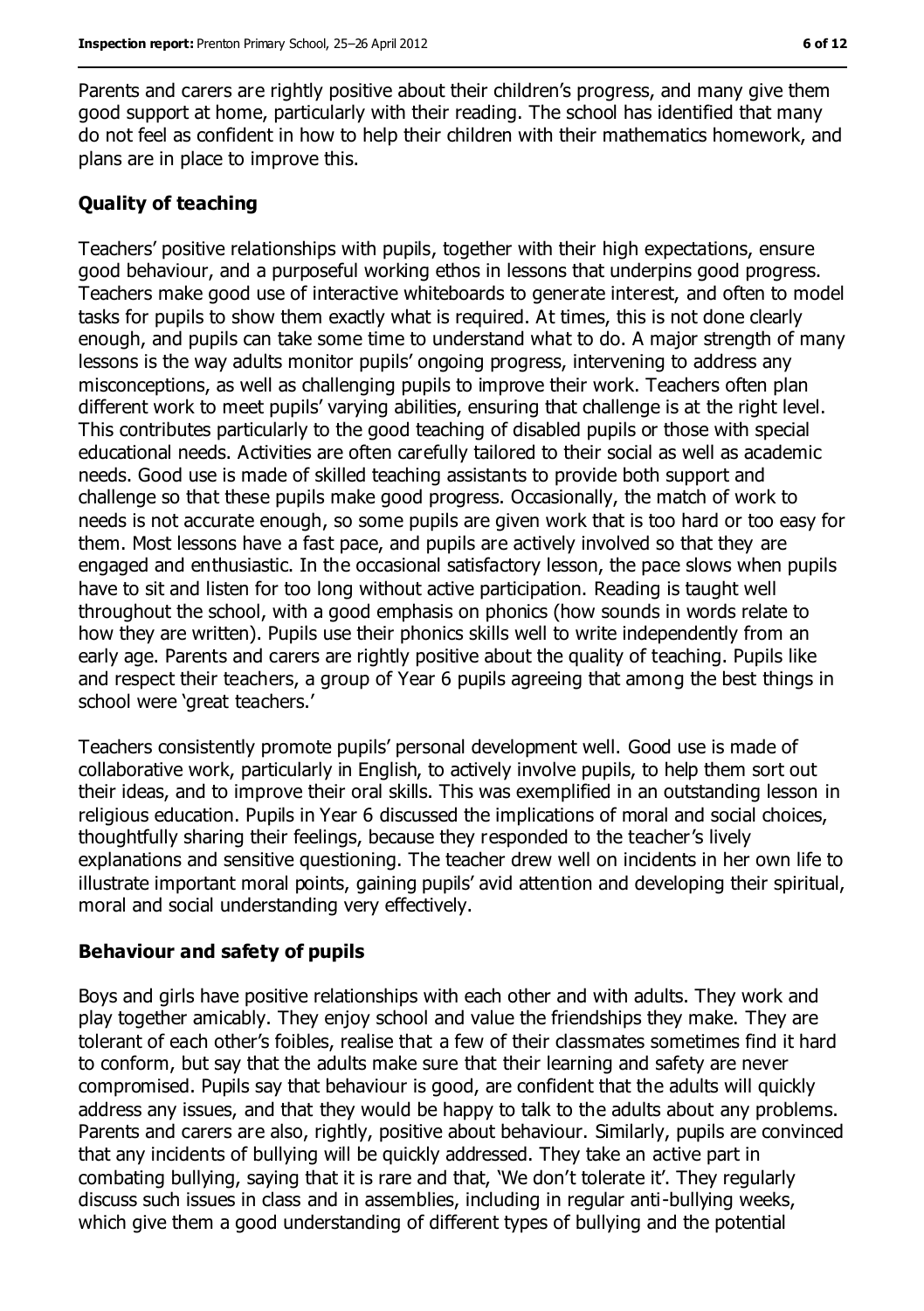Parents and carers are rightly positive about their children's progress, and many give them good support at home, particularly with their reading. The school has identified that many do not feel as confident in how to help their children with their mathematics homework, and plans are in place to improve this.

### Quality of teaching

Teachers' positive relationships with pupils, together with their high expectations, ensure good behaviour, and a purposeful working ethos in lessons that underpins good progress. Teachers make good use of interactive whiteboards to generate interest, and often to model tasks for pupils to show them exactly what is required. At times, this is not done clearly enough, and pupils can take some time to understand what to do. A major strength of many lessons is the way adults monitor pupils' ongoing progress, intervening to address any misconceptions, as well as challenging pupils to improve their work. Teachers often plan different work to meet pupils' varying abilities, ensuring that challenge is at the right level. This contributes particularly to the good teaching of disabled pupils or those with special educational needs. Activities are often carefully tailored to their social as well as academic needs. Good use is made of skilled teaching assistants to provide both support and challenge so that these pupils make good progress. Occasionally, the match of work to needs is not accurate enough, so some pupils are given work that is too hard or too easy for them. Most lessons have a fast pace, and pupils are actively involved so that they are engaged and enthusiastic. In the occasional satisfactory lesson, the pace slows when pupils have to sit and listen for too long without active participation. Reading is taught well throughout the school, with a good emphasis on phonics (how sounds in words relate to how they are written). Pupils use their phonics skills well to write independently from an early age. Parents and carers are rightly positive about the quality of teaching. Pupils like and respect their teachers, a group of Year 6 pupils agreeing that among the best things in school were 'great teachers.'

Teachers consistently promote pupils' personal development well. Good use is made of collaborative work, particularly in English, to actively involve pupils, to help them sort out their ideas, and to improve their oral skills. This was exemplified in an outstanding lesson in religious education. Pupils in Year 6 discussed the implications of moral and social choices, thoughtfully sharing their feelings, because they responded to the teacher's lively explanations and sensitive questioning. The teacher drew well on incidents in her own life to illustrate important moral points, gaining pupils' avid attention and developing their spiritual, moral and social understanding very effectively.

### Behaviour and safety of pupils

Boys and girls have positive relationships with each other and with adults. They work and play together amicably. They enjoy school and value the friendships they make. They are tolerant of each other's foibles, realise that a few of their classmates sometimes find it hard to conform, but say that the adults make sure that their learning and safety are never compromised. Pupils say that behaviour is good, are confident that the adults will quickly address any issues, and that they would be happy to talk to the adults about any problems. Parents and carers are also, rightly, positive about behaviour. Similarly, pupils are convinced that any incidents of bullying will be quickly addressed. They take an active part in combating bullying, saying that it is rare and that, 'We don't tolerate it'. They regularly discuss such issues in class and in assemblies, including in regular anti-bullying weeks, which give them a good understanding of different types of bullying and the potential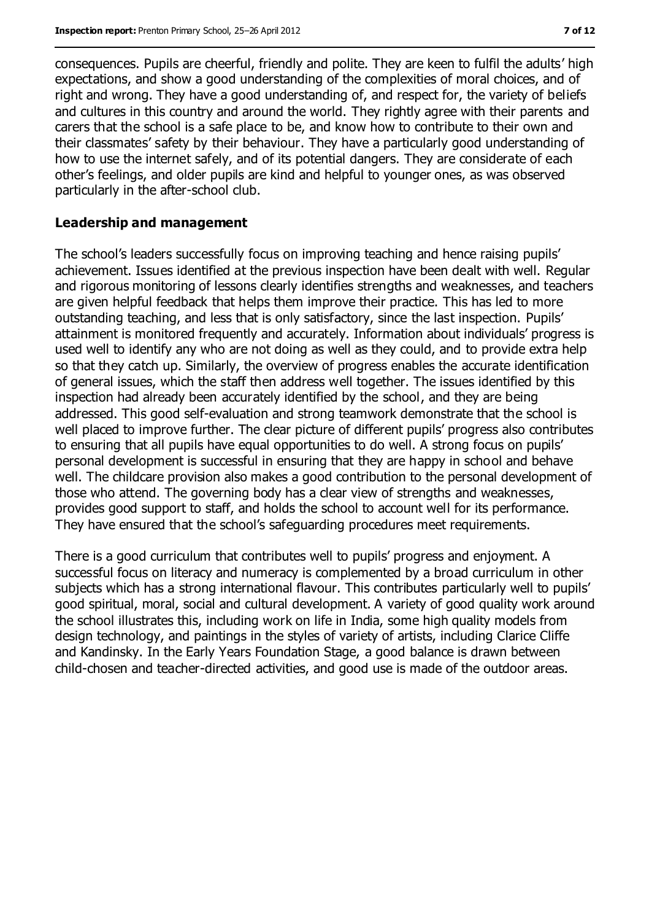consequences. Pupils are cheerful, friendly and polite. They are keen to fulfil the adults' high expectations, and show a good understanding of the complexities of moral choices, and of right and wrong. They have a good understanding of, and respect for, the variety of beliefs and cultures in this country and around the world. They rightly agree with their parents and carers that the school is a safe place to be, and know how to contribute to their own and their classmates' safety by their behaviour. They have a particularly good understanding of how to use the internet safely, and of its potential dangers. They are considerate of each other's feelings, and older pupils are kind and helpful to younger ones, as was observed particularly in the after-school club.

## Leadership and management

The school's leaders successfully focus on improving teaching and hence raising pupils' achievement. Issues identified at the previous inspection have been dealt with well. Regular and rigorous monitoring of lessons clearly identifies strengths and weaknesses, and teachers are given helpful feedback that helps them improve their practice. This has led to more outstanding teaching, and less that is only satisfactory, since the last inspection. Pupils' attainment is monitored frequently and accurately. Information about individuals' progress is used well to identify any who are not doing as well as they could, and to provide extra help so that they catch up. Similarly, the overview of progress enables the accurate identification of general issues, which the staff then address well together. The issues identified by this inspection had already been accurately identified by the school, and they are being addressed. This good self-evaluation and strong teamwork demonstrate that the school is well placed to improve further. The clear picture of different pupils' progress also contributes to ensuring that all pupils have equal opportunities to do well. A strong focus on pupils' personal development is successful in ensuring that they are happy in school and behave well. The childcare provision also makes a good contribution to the personal development of those who attend. The governing body has a clear view of strengths and weaknesses, provides good support to staff, and holds the school to account well for its performance. They have ensured that the school's safeguarding procedures meet requirements.

There is a good curriculum that contributes well to pupils' progress and enjoyment. A successful focus on literacy and numeracy is complemented by a broad curriculum in other subjects which has a strong international flavour. This contributes particularly well to pupils' good spiritual, moral, social and cultural development. A variety of good quality work around the school illustrates this, including work on life in India, some high quality models from design technology, and paintings in the styles of variety of artists, including Clarice Cliffe and Kandinsky. In the Early Years Foundation Stage, a good balance is drawn between child-chosen and teacher-directed activities, and good use is made of the outdoor areas.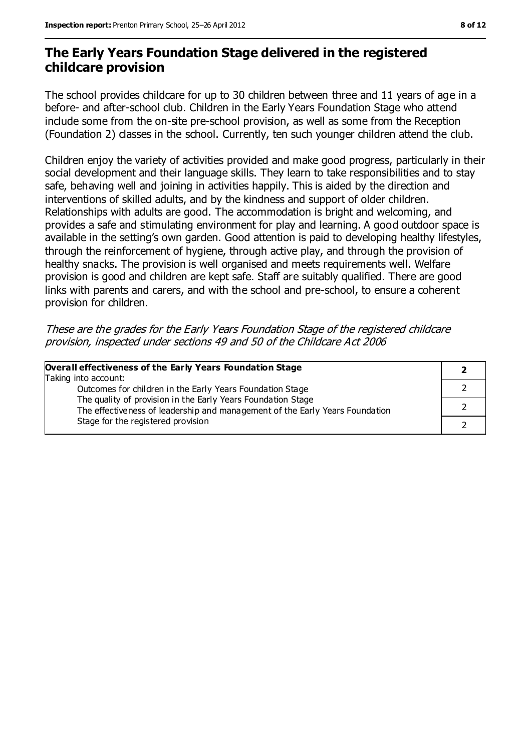## The Early Years Foundation Stage delivered in the registered childcare provision

The school provides childcare for up to 30 children between three and 11 years of age in a before- and after-school club. Children in the Early Years Foundation Stage who attend include some from the on-site pre-school provision, as well as some from the Reception (Foundation 2) classes in the school. Currently, ten such younger children attend the club.

Children enjoy the variety of activities provided and make good progress, particularly in their social development and their language skills. They learn to take responsibilities and to stay safe, behaving well and joining in activities happily. This is aided by the direction and interventions of skilled adults, and by the kindness and support of older children. Relationships with adults are good. The accommodation is bright and welcoming, and provides a safe and stimulating environment for play and learning. A good outdoor space is available in the setting's own garden. Good attention is paid to developing healthy lifestyles, through the reinforcement of hygiene, through active play, and through the provision of healthy snacks. The provision is well organised and meets requirements well. Welfare provision is good and children are kept safe. Staff are suitably qualified. There are good links with parents and carers, and with the school and pre-school, to ensure a coherent provision for children.

*These are the grades for the Early Years Foundation Stage of the registered childcare provision, inspected under sections 49 and 50 of the Childcare Act 2006*

| **Overall effectiveness of the Early Years Foundation Stage** | **2** |
|---|---|
| Taking into account: | |
| Outcomes for children in the Early Years Foundation Stage | 2 |
| The quality of provision in the Early Years Foundation Stage | 2 |
| The effectiveness of leadership and management of the Early Years Foundation Stage for the registered provision | 2 |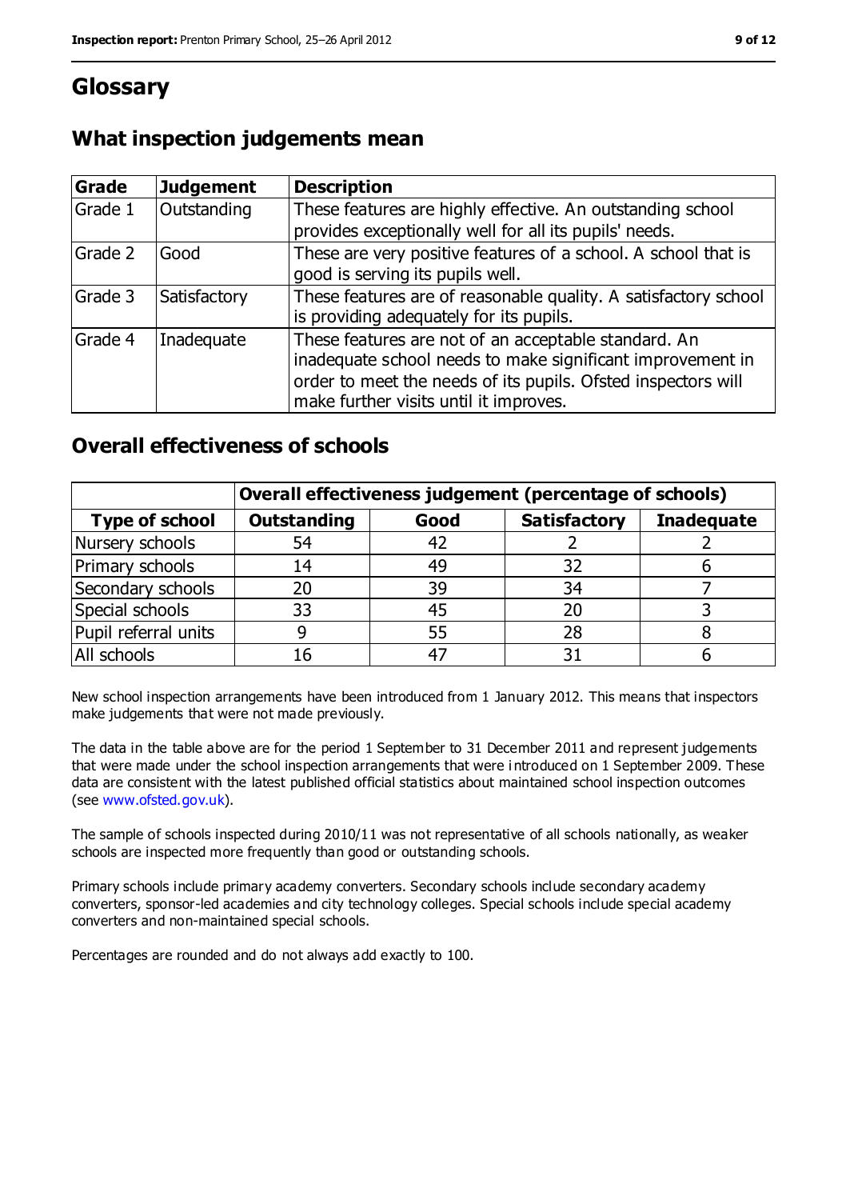# Glossary

## What inspection judgements mean

| Grade | Judgement | Description |
| --- | --- | --- |
| Grade 1 | Outstanding | These features are highly effective. An outstanding school provides exceptionally well for all its pupils' needs. |
| Grade 2 | Good | These are very positive features of a school. A school that is good is serving its pupils well. |
| Grade 3 | Satisfactory | These features are of reasonable quality. A satisfactory school is providing adequately for its pupils. |
| Grade 4 | Inadequate | These features are not of an acceptable standard. An inadequate school needs to make significant improvement in order to meet the needs of its pupils. Ofsted inspectors will make further visits until it improves. |

## Overall effectiveness of schools

| | Overall effectiveness judgement (percentage of schools) | | | |
| --- | --- | --- | --- | --- |
| **Type of school** | **Outstanding** | **Good** | **Satisfactory** | **Inadequate** |
| Nursery schools | 54 | 42 | 2 | 2 |
| Primary schools | 14 | 49 | 32 | 6 |
| Secondary schools | 20 | 39 | 34 | 7 |
| Special schools | 33 | 45 | 20 | 3 |
| Pupil referral units | 9 | 55 | 28 | 8 |
| All schools | 16 | 47 | 31 | 6 |

New school inspection arrangements have been introduced from 1 January 2012. This means that inspectors make judgements that were not made previously.

The data in the table above are for the period 1 September to 31 December 2011 and represent judgements that were made under the school inspection arrangements that were introduced on 1 September 2009. These data are consistent with the latest published official statistics about maintained school inspection outcomes (see www.ofsted.gov.uk).

The sample of schools inspected during 2010/11 was not representative of all schools nationally, as weaker schools are inspected more frequently than good or outstanding schools.

Primary schools include primary academy converters. Secondary schools include secondary academy converters, sponsor-led academies and city technology colleges. Special schools include special academy converters and non-maintained special schools.

Percentages are rounded and do not always add exactly to 100.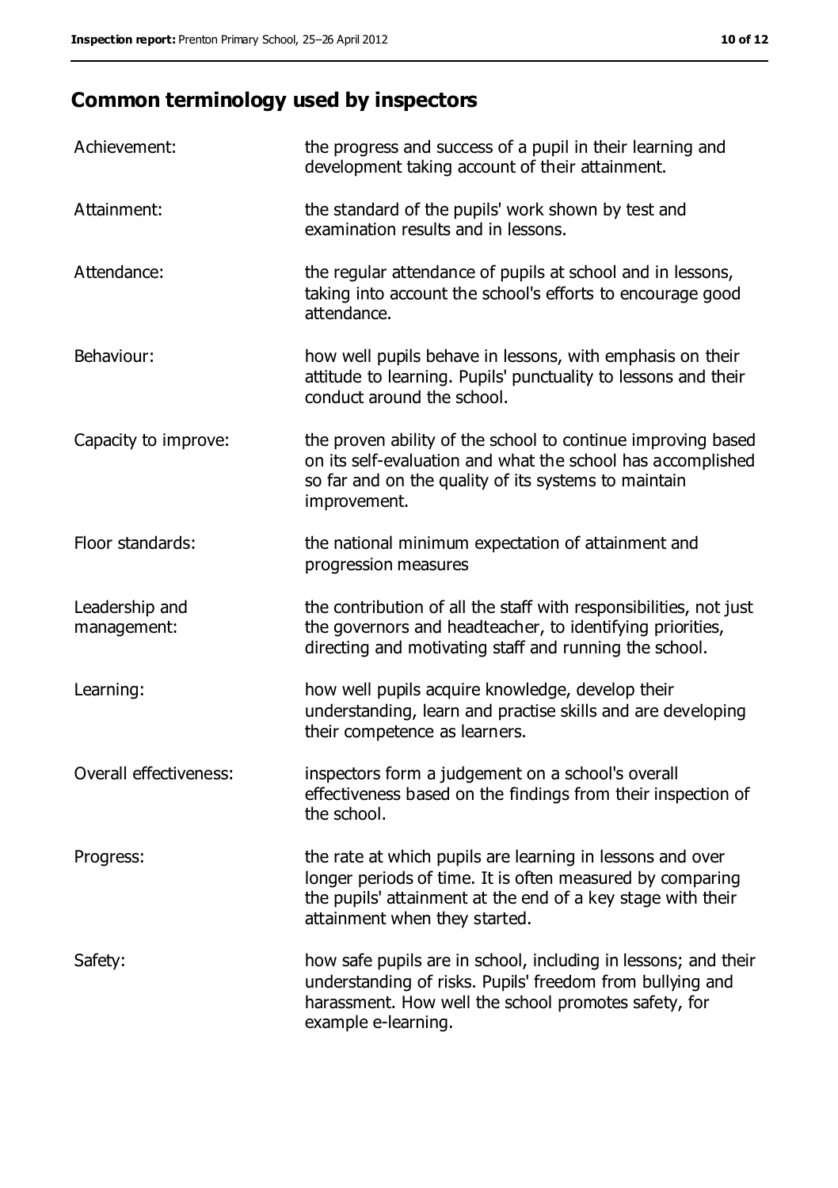## Common terminology used by inspectors

| | |
|---|---|
| Achievement: | the progress and success of a pupil in their learning and development taking account of their attainment. |
| Attainment: | the standard of the pupils' work shown by test and examination results and in lessons. |
| Attendance: | the regular attendance of pupils at school and in lessons, taking into account the school's efforts to encourage good attendance. |
| Behaviour: | how well pupils behave in lessons, with emphasis on their attitude to learning. Pupils' punctuality to lessons and their conduct around the school. |
| Capacity to improve: | the proven ability of the school to continue improving based on its self-evaluation and what the school has accomplished so far and on the quality of its systems to maintain improvement. |
| Floor standards: | the national minimum expectation of attainment and progression measures |
| Leadership and management: | the contribution of all the staff with responsibilities, not just the governors and headteacher, to identifying priorities, directing and motivating staff and running the school. |
| Learning: | how well pupils acquire knowledge, develop their understanding, learn and practise skills and are developing their competence as learners. |
| Overall effectiveness: | inspectors form a judgement on a school's overall effectiveness based on the findings from their inspection of the school. |
| Progress: | the rate at which pupils are learning in lessons and over longer periods of time. It is often measured by comparing the pupils' attainment at the end of a key stage with their attainment when they started. |
| Safety: | how safe pupils are in school, including in lessons; and their understanding of risks. Pupils' freedom from bullying and harassment. How well the school promotes safety, for example e-learning. |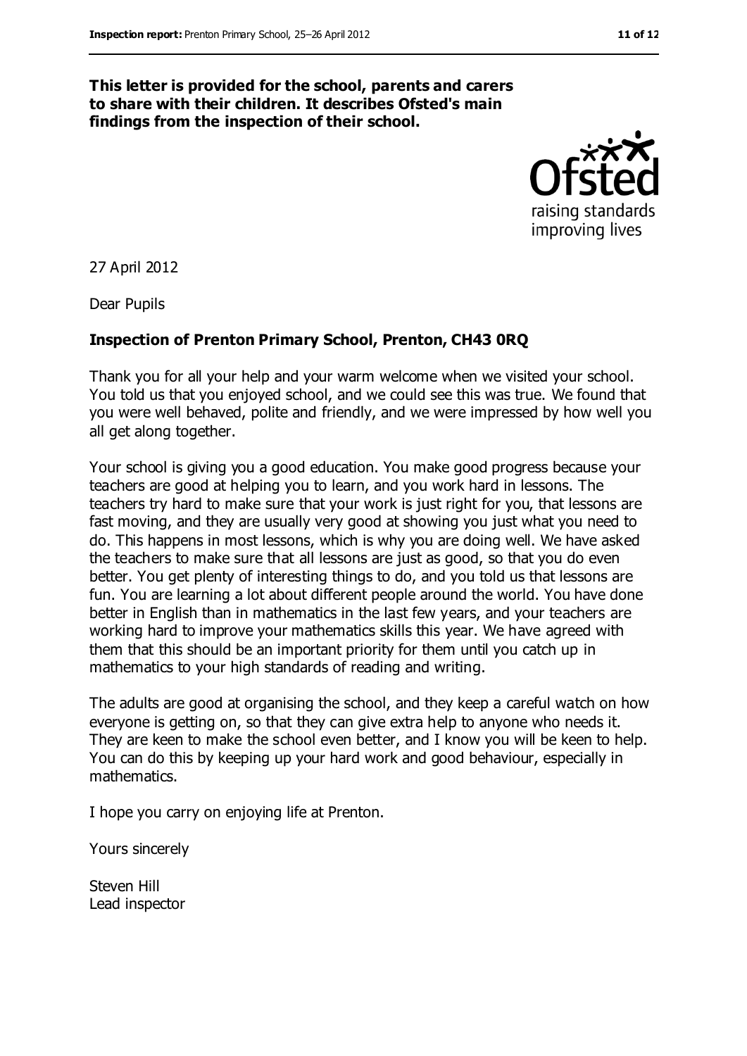**This letter is provided for the school, parents and carers to share with their children. It describes Ofsted's main findings from the inspection of their school.**

27 April 2012

Dear Pupils

**Inspection of Prenton Primary School, Prenton, CH43 0RQ**

Thank you for all your help and your warm welcome when we visited your school. You told us that you enjoyed school, and we could see this was true. We found that you were well behaved, polite and friendly, and we were impressed by how well you all get along together.

Your school is giving you a good education. You make good progress because your teachers are good at helping you to learn, and you work hard in lessons. The teachers try hard to make sure that your work is just right for you, that lessons are fast moving, and they are usually very good at showing you just what you need to do. This happens in most lessons, which is why you are doing well. We have asked the teachers to make sure that all lessons are just as good, so that you do even better. You get plenty of interesting things to do, and you told us that lessons are fun. You are learning a lot about different people around the world. You have done better in English than in mathematics in the last few years, and your teachers are working hard to improve your mathematics skills this year. We have agreed with them that this should be an important priority for them until you catch up in mathematics to your high standards of reading and writing.

The adults are good at organising the school, and they keep a careful watch on how everyone is getting on, so that they can give extra help to anyone who needs it. They are keen to make the school even better, and I know you will be keen to help. You can do this by keeping up your hard work and good behaviour, especially in mathematics.

I hope you carry on enjoying life at Prenton.

Yours sincerely

Steven Hill
Lead inspector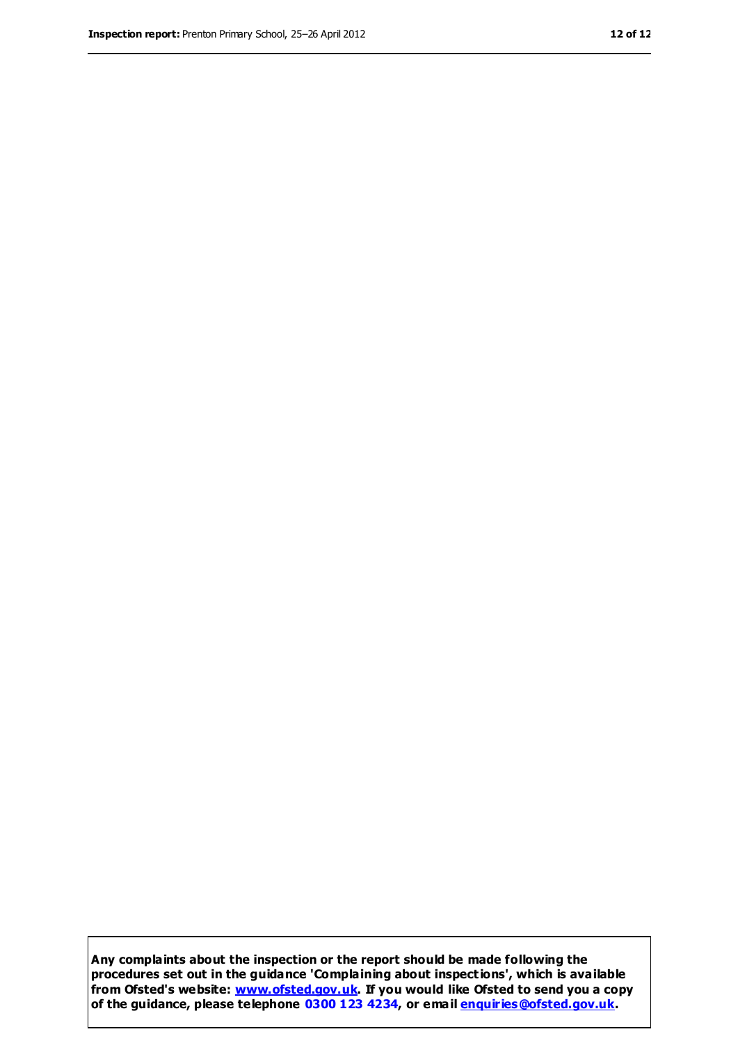**Any complaints about the inspection or the report should be made following the procedures set out in the guidance 'Complaining about inspections', which is available from Ofsted's website: www.ofsted.gov.uk. If you would like Ofsted to send you a copy of the guidance, please telephone 0300 123 4234, or email enquiries@ofsted.gov.uk.**